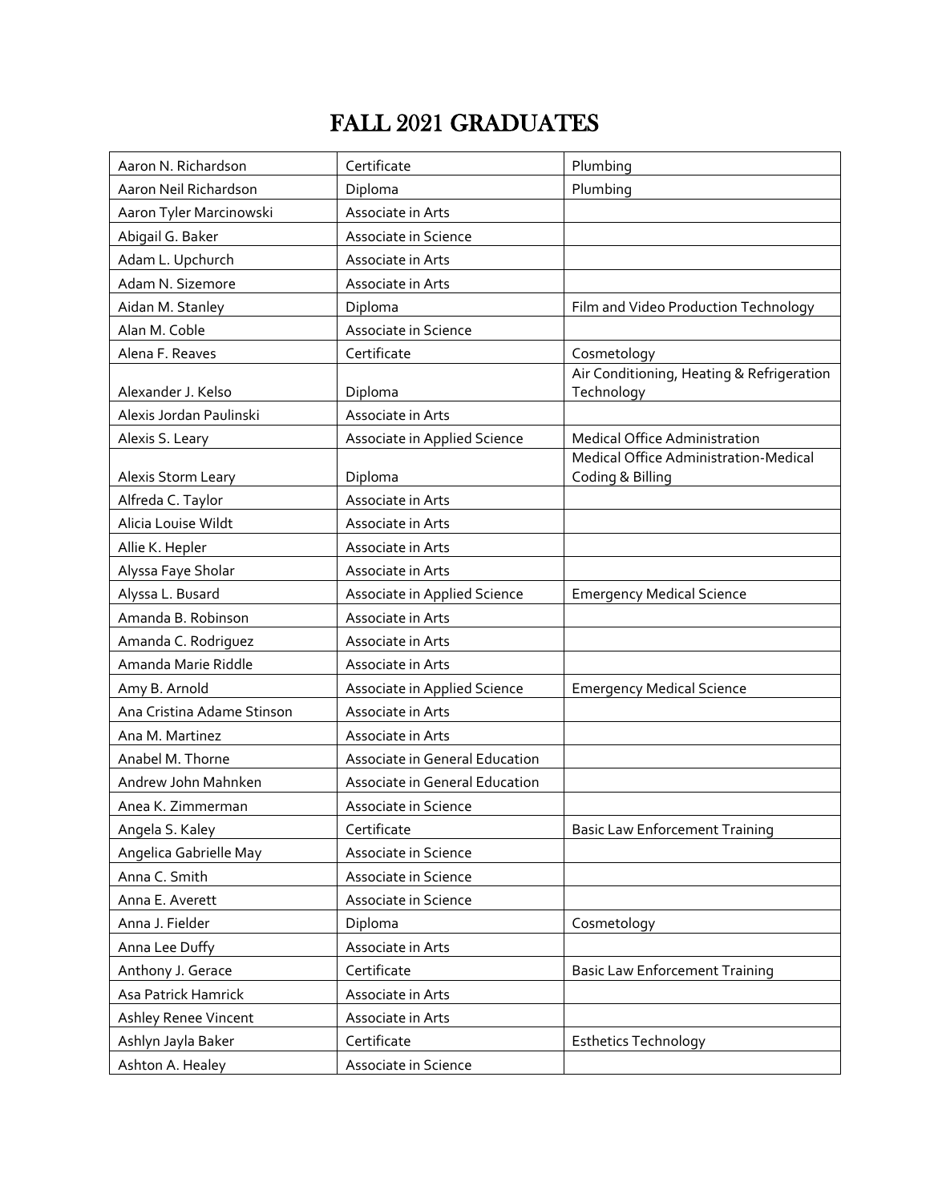# FALL 2021 GRADUATES

| | | |
|---|---|---|
| Aaron N. Richardson | Certificate | Plumbing |
| Aaron Neil Richardson | Diploma | Plumbing |
| Aaron Tyler Marcinowski | Associate in Arts | |
| Abigail G. Baker | Associate in Science | |
| Adam L. Upchurch | Associate in Arts | |
| Adam N. Sizemore | Associate in Arts | |
| Aidan M. Stanley | Diploma | Film and Video Production Technology |
| Alan M. Coble | Associate in Science | |
| Alena F. Reaves | Certificate | Cosmetology |
| Alexander J. Kelso | Diploma | Air Conditioning, Heating & Refrigeration Technology |
| Alexis Jordan Paulinski | Associate in Arts | |
| Alexis S. Leary | Associate in Applied Science | Medical Office Administration |
| Alexis Storm Leary | Diploma | Medical Office Administration-Medical Coding & Billing |
| Alfreda C. Taylor | Associate in Arts | |
| Alicia Louise Wildt | Associate in Arts | |
| Allie K. Hepler | Associate in Arts | |
| Alyssa Faye Sholar | Associate in Arts | |
| Alyssa L. Busard | Associate in Applied Science | Emergency Medical Science |
| Amanda B. Robinson | Associate in Arts | |
| Amanda C. Rodriguez | Associate in Arts | |
| Amanda Marie Riddle | Associate in Arts | |
| Amy B. Arnold | Associate in Applied Science | Emergency Medical Science |
| Ana Cristina Adame Stinson | Associate in Arts | |
| Ana M. Martinez | Associate in Arts | |
| Anabel M. Thorne | Associate in General Education | |
| Andrew John Mahnken | Associate in General Education | |
| Anea K. Zimmerman | Associate in Science | |
| Angela S. Kaley | Certificate | Basic Law Enforcement Training |
| Angelica Gabrielle May | Associate in Science | |
| Anna C. Smith | Associate in Science | |
| Anna E. Averett | Associate in Science | |
| Anna J. Fielder | Diploma | Cosmetology |
| Anna Lee Duffy | Associate in Arts | |
| Anthony J. Gerace | Certificate | Basic Law Enforcement Training |
| Asa Patrick Hamrick | Associate in Arts | |
| Ashley Renee Vincent | Associate in Arts | |
| Ashlyn Jayla Baker | Certificate | Esthetics Technology |
| Ashton A. Healey | Associate in Science | |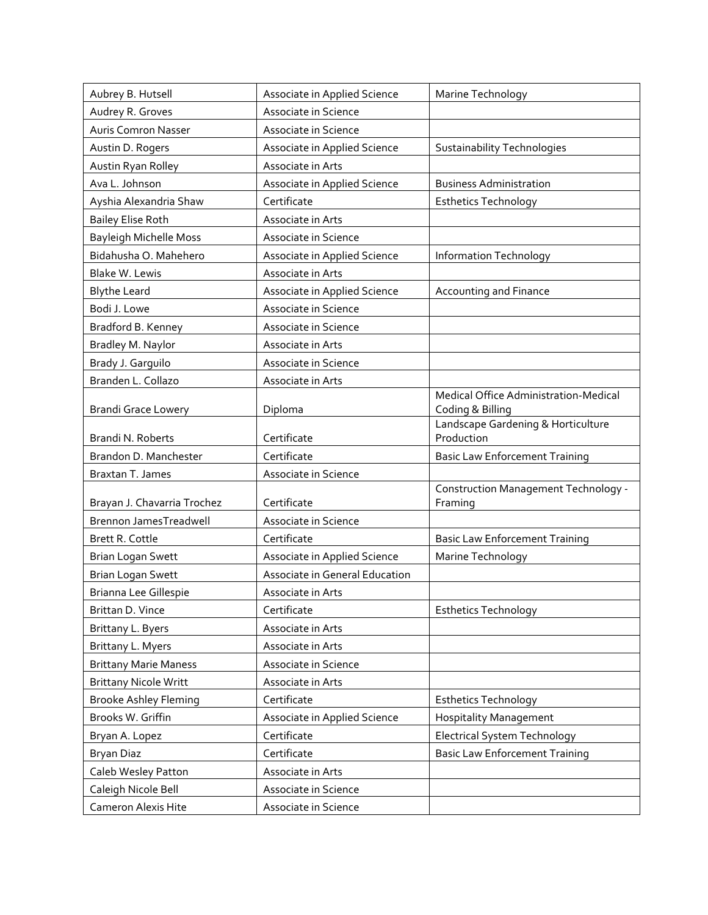| | | |
|---|---|---|
| Aubrey B. Hutsell | Associate in Applied Science | Marine Technology |
| Audrey R. Groves | Associate in Science | |
| Auris Comron Nasser | Associate in Science | |
| Austin D. Rogers | Associate in Applied Science | Sustainability Technologies |
| Austin Ryan Rolley | Associate in Arts | |
| Ava L. Johnson | Associate in Applied Science | Business Administration |
| Ayshia Alexandria Shaw | Certificate | Esthetics Technology |
| Bailey Elise Roth | Associate in Arts | |
| Bayleigh Michelle Moss | Associate in Science | |
| Bidahusha O. Mahehero | Associate in Applied Science | Information Technology |
| Blake W. Lewis | Associate in Arts | |
| Blythe Leard | Associate in Applied Science | Accounting and Finance |
| Bodi J. Lowe | Associate in Science | |
| Bradford B. Kenney | Associate in Science | |
| Bradley M. Naylor | Associate in Arts | |
| Brady J. Garguilo | Associate in Science | |
| Branden L. Collazo | Associate in Arts | |
| Brandi Grace Lowery | Diploma | Medical Office Administration-Medical Coding & Billing |
| Brandi N. Roberts | Certificate | Landscape Gardening & Horticulture Production |
| Brandon D. Manchester | Certificate | Basic Law Enforcement Training |
| Braxtan T. James | Associate in Science | |
| Brayan J. Chavarria Trochez | Certificate | Construction Management Technology - Framing |
| Brennon JamesTreadwell | Associate in Science | |
| Brett R. Cottle | Certificate | Basic Law Enforcement Training |
| Brian Logan Swett | Associate in Applied Science | Marine Technology |
| Brian Logan Swett | Associate in General Education | |
| Brianna Lee Gillespie | Associate in Arts | |
| Brittan D. Vince | Certificate | Esthetics Technology |
| Brittany L. Byers | Associate in Arts | |
| Brittany L. Myers | Associate in Arts | |
| Brittany Marie Maness | Associate in Science | |
| Brittany Nicole Writt | Associate in Arts | |
| Brooke Ashley Fleming | Certificate | Esthetics Technology |
| Brooks W. Griffin | Associate in Applied Science | Hospitality Management |
| Bryan A. Lopez | Certificate | Electrical System Technology |
| Bryan Diaz | Certificate | Basic Law Enforcement Training |
| Caleb Wesley Patton | Associate in Arts | |
| Caleigh Nicole Bell | Associate in Science | |
| Cameron Alexis Hite | Associate in Science | |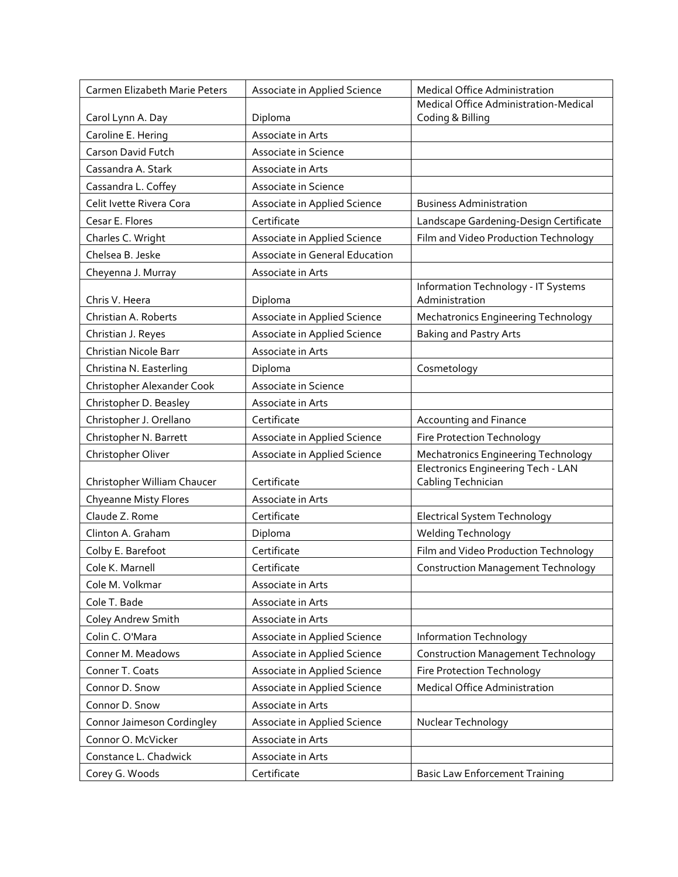| Carmen Elizabeth Marie Peters | Associate in Applied Science | Medical Office Administration |
|---|---|---|
| Carol Lynn A. Day | Diploma | Medical Office Administration-Medical Coding & Billing |
| Caroline E. Hering | Associate in Arts | |
| Carson David Futch | Associate in Science | |
| Cassandra A. Stark | Associate in Arts | |
| Cassandra L. Coffey | Associate in Science | |
| Celit Ivette Rivera Cora | Associate in Applied Science | Business Administration |
| Cesar E. Flores | Certificate | Landscape Gardening-Design Certificate |
| Charles C. Wright | Associate in Applied Science | Film and Video Production Technology |
| Chelsea B. Jeske | Associate in General Education | |
| Cheyenna J. Murray | Associate in Arts | |
| Chris V. Heera | Diploma | Information Technology - IT Systems Administration |
| Christian A. Roberts | Associate in Applied Science | Mechatronics Engineering Technology |
| Christian J. Reyes | Associate in Applied Science | Baking and Pastry Arts |
| Christian Nicole Barr | Associate in Arts | |
| Christina N. Easterling | Diploma | Cosmetology |
| Christopher Alexander Cook | Associate in Science | |
| Christopher D. Beasley | Associate in Arts | |
| Christopher J. Orellano | Certificate | Accounting and Finance |
| Christopher N. Barrett | Associate in Applied Science | Fire Protection Technology |
| Christopher Oliver | Associate in Applied Science | Mechatronics Engineering Technology |
| Christopher William Chaucer | Certificate | Electronics Engineering Tech - LAN Cabling Technician |
| Chyeanne Misty Flores | Associate in Arts | |
| Claude Z. Rome | Certificate | Electrical System Technology |
| Clinton A. Graham | Diploma | Welding Technology |
| Colby E. Barefoot | Certificate | Film and Video Production Technology |
| Cole K. Marnell | Certificate | Construction Management Technology |
| Cole M. Volkmar | Associate in Arts | |
| Cole T. Bade | Associate in Arts | |
| Coley Andrew Smith | Associate in Arts | |
| Colin C. O'Mara | Associate in Applied Science | Information Technology |
| Conner M. Meadows | Associate in Applied Science | Construction Management Technology |
| Conner T. Coats | Associate in Applied Science | Fire Protection Technology |
| Connor D. Snow | Associate in Applied Science | Medical Office Administration |
| Connor D. Snow | Associate in Arts | |
| Connor Jaimeson Cordingley | Associate in Applied Science | Nuclear Technology |
| Connor O. McVicker | Associate in Arts | |
| Constance L. Chadwick | Associate in Arts | |
| Corey G. Woods | Certificate | Basic Law Enforcement Training |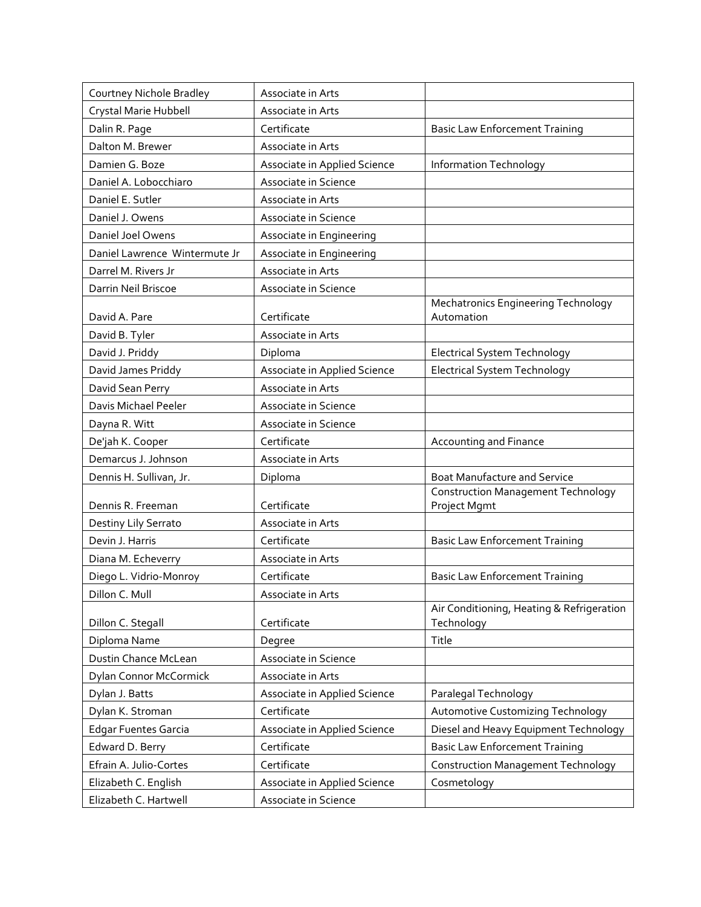| Courtney Nichole Bradley | Associate in Arts | |
|---|---|---|
| Crystal Marie Hubbell | Associate in Arts | |
| Dalin R. Page | Certificate | Basic Law Enforcement Training |
| Dalton M. Brewer | Associate in Arts | |
| Damien G. Boze | Associate in Applied Science | Information Technology |
| Daniel A. Lobocchiaro | Associate in Science | |
| Daniel E. Sutler | Associate in Arts | |
| Daniel J. Owens | Associate in Science | |
| Daniel Joel Owens | Associate in Engineering | |
| Daniel Lawrence Wintermute Jr | Associate in Engineering | |
| Darrel M. Rivers Jr | Associate in Arts | |
| Darrin Neil Briscoe | Associate in Science | |
| David A. Pare | Certificate | Mechatronics Engineering Technology Automation |
| David B. Tyler | Associate in Arts | |
| David J. Priddy | Diploma | Electrical System Technology |
| David James Priddy | Associate in Applied Science | Electrical System Technology |
| David Sean Perry | Associate in Arts | |
| Davis Michael Peeler | Associate in Science | |
| Dayna R. Witt | Associate in Science | |
| De'jah K. Cooper | Certificate | Accounting and Finance |
| Demarcus J. Johnson | Associate in Arts | |
| Dennis H. Sullivan, Jr. | Diploma | Boat Manufacture and Service |
| Dennis R. Freeman | Certificate | Construction Management Technology Project Mgmt |
| Destiny Lily Serrato | Associate in Arts | |
| Devin J. Harris | Certificate | Basic Law Enforcement Training |
| Diana M. Echeverry | Associate in Arts | |
| Diego L. Vidrio-Monroy | Certificate | Basic Law Enforcement Training |
| Dillon C. Mull | Associate in Arts | |
| Dillon C. Stegall | Certificate | Air Conditioning, Heating & Refrigeration Technology |
| Diploma Name | Degree | Title |
| Dustin Chance McLean | Associate in Science | |
| Dylan Connor McCormick | Associate in Arts | |
| Dylan J. Batts | Associate in Applied Science | Paralegal Technology |
| Dylan K. Stroman | Certificate | Automotive Customizing Technology |
| Edgar Fuentes Garcia | Associate in Applied Science | Diesel and Heavy Equipment Technology |
| Edward D. Berry | Certificate | Basic Law Enforcement Training |
| Efrain A. Julio-Cortes | Certificate | Construction Management Technology |
| Elizabeth C. English | Associate in Applied Science | Cosmetology |
| Elizabeth C. Hartwell | Associate in Science | |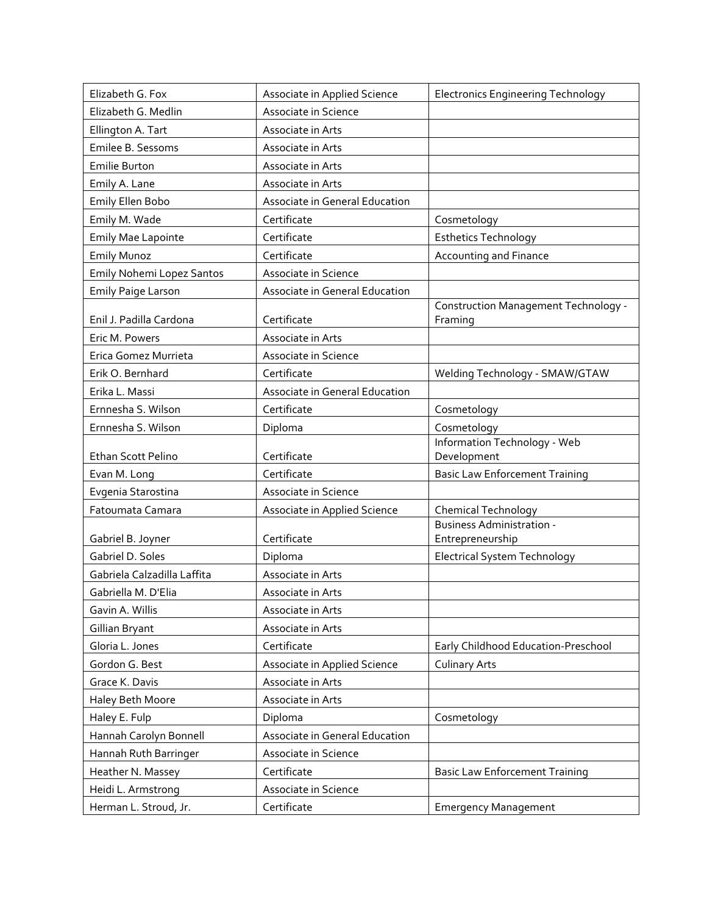| Elizabeth G. Fox | Associate in Applied Science | Electronics Engineering Technology |
|---|---|---|
| Elizabeth G. Medlin | Associate in Science | |
| Ellington A. Tart | Associate in Arts | |
| Emilee B. Sessoms | Associate in Arts | |
| Emilie Burton | Associate in Arts | |
| Emily A. Lane | Associate in Arts | |
| Emily Ellen Bobo | Associate in General Education | |
| Emily M. Wade | Certificate | Cosmetology |
| Emily Mae Lapointe | Certificate | Esthetics Technology |
| Emily Munoz | Certificate | Accounting and Finance |
| Emily Nohemi Lopez Santos | Associate in Science | |
| Emily Paige Larson | Associate in General Education | |
| Enil J. Padilla Cardona | Certificate | Construction Management Technology - Framing |
| Eric M. Powers | Associate in Arts | |
| Erica Gomez Murrieta | Associate in Science | |
| Erik O. Bernhard | Certificate | Welding Technology - SMAW/GTAW |
| Erika L. Massi | Associate in General Education | |
| Ernnesha S. Wilson | Certificate | Cosmetology |
| Ernnesha S. Wilson | Diploma | Cosmetology |
| Ethan Scott Pelino | Certificate | Information Technology - Web Development |
| Evan M. Long | Certificate | Basic Law Enforcement Training |
| Evgenia Starostina | Associate in Science | |
| Fatoumata Camara | Associate in Applied Science | Chemical Technology |
| Gabriel B. Joyner | Certificate | Business Administration - Entrepreneurship |
| Gabriel D. Soles | Diploma | Electrical System Technology |
| Gabriela Calzadilla Laffita | Associate in Arts | |
| Gabriella M. D'Elia | Associate in Arts | |
| Gavin A. Willis | Associate in Arts | |
| Gillian Bryant | Associate in Arts | |
| Gloria L. Jones | Certificate | Early Childhood Education-Preschool |
| Gordon G. Best | Associate in Applied Science | Culinary Arts |
| Grace K. Davis | Associate in Arts | |
| Haley Beth Moore | Associate in Arts | |
| Haley E. Fulp | Diploma | Cosmetology |
| Hannah Carolyn Bonnell | Associate in General Education | |
| Hannah Ruth Barringer | Associate in Science | |
| Heather N. Massey | Certificate | Basic Law Enforcement Training |
| Heidi L. Armstrong | Associate in Science | |
| Herman L. Stroud, Jr. | Certificate | Emergency Management |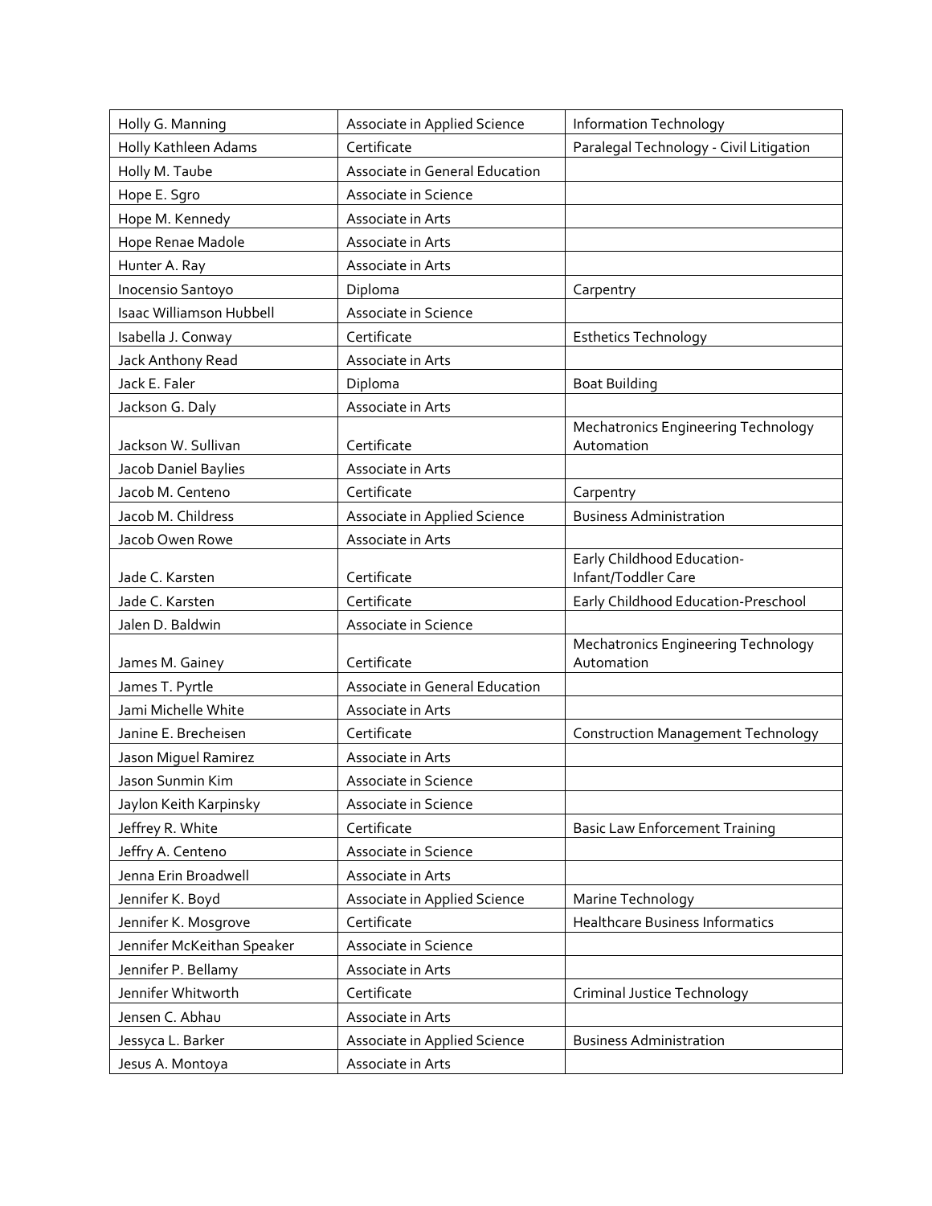| Holly G. Manning | Associate in Applied Science | Information Technology |
|---|---|---|
| Holly Kathleen Adams | Certificate | Paralegal Technology - Civil Litigation |
| Holly M. Taube | Associate in General Education | |
| Hope E. Sgro | Associate in Science | |
| Hope M. Kennedy | Associate in Arts | |
| Hope Renae Madole | Associate in Arts | |
| Hunter A. Ray | Associate in Arts | |
| Inocensio Santoyo | Diploma | Carpentry |
| Isaac Williamson Hubbell | Associate in Science | |
| Isabella J. Conway | Certificate | Esthetics Technology |
| Jack Anthony Read | Associate in Arts | |
| Jack E. Faler | Diploma | Boat Building |
| Jackson G. Daly | Associate in Arts | |
| Jackson W. Sullivan | Certificate | Mechatronics Engineering Technology Automation |
| Jacob Daniel Baylies | Associate in Arts | |
| Jacob M. Centeno | Certificate | Carpentry |
| Jacob M. Childress | Associate in Applied Science | Business Administration |
| Jacob Owen Rowe | Associate in Arts | |
| Jade C. Karsten | Certificate | Early Childhood Education-Infant/Toddler Care |
| Jade C. Karsten | Certificate | Early Childhood Education-Preschool |
| Jalen D. Baldwin | Associate in Science | |
| James M. Gainey | Certificate | Mechatronics Engineering Technology Automation |
| James T. Pyrtle | Associate in General Education | |
| Jami Michelle White | Associate in Arts | |
| Janine E. Brecheisen | Certificate | Construction Management Technology |
| Jason Miguel Ramirez | Associate in Arts | |
| Jason Sunmin Kim | Associate in Science | |
| Jaylon Keith Karpinsky | Associate in Science | |
| Jeffrey R. White | Certificate | Basic Law Enforcement Training |
| Jeffry A. Centeno | Associate in Science | |
| Jenna Erin Broadwell | Associate in Arts | |
| Jennifer K. Boyd | Associate in Applied Science | Marine Technology |
| Jennifer K. Mosgrove | Certificate | Healthcare Business Informatics |
| Jennifer McKeithan Speaker | Associate in Science | |
| Jennifer P. Bellamy | Associate in Arts | |
| Jennifer Whitworth | Certificate | Criminal Justice Technology |
| Jensen C. Abhau | Associate in Arts | |
| Jessyca L. Barker | Associate in Applied Science | Business Administration |
| Jesus A. Montoya | Associate in Arts | |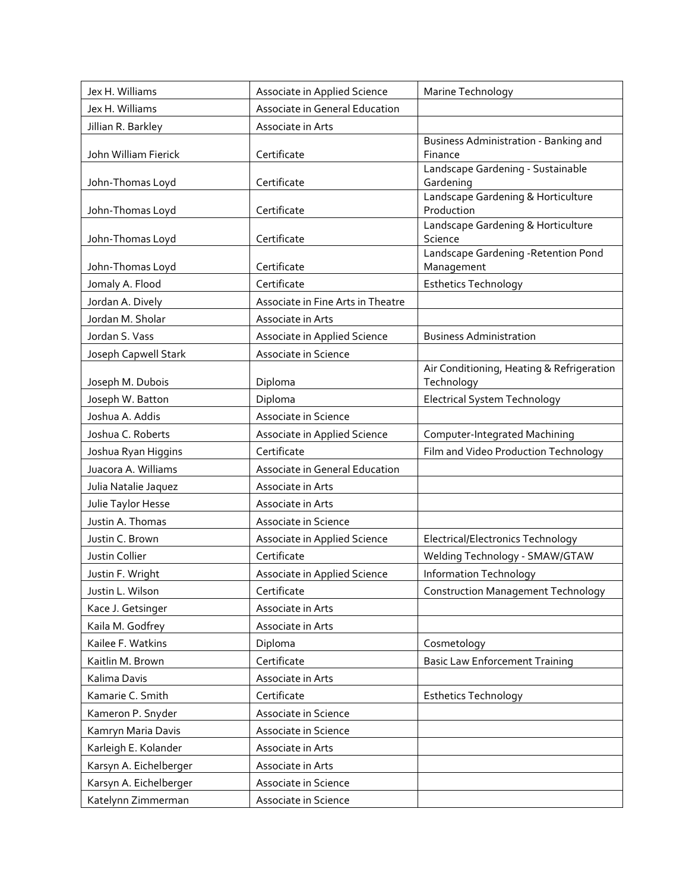| Jex H. Williams | Associate in Applied Science | Marine Technology |
|---|---|---|
| Jex H. Williams | Associate in General Education | |
| Jillian R. Barkley | Associate in Arts | |
| John William Fierick | Certificate | Business Administration - Banking and Finance |
| John-Thomas Loyd | Certificate | Landscape Gardening - Sustainable Gardening |
| John-Thomas Loyd | Certificate | Landscape Gardening & Horticulture Production |
| John-Thomas Loyd | Certificate | Landscape Gardening & Horticulture Science |
| John-Thomas Loyd | Certificate | Landscape Gardening -Retention Pond Management |
| Jomaly A. Flood | Certificate | Esthetics Technology |
| Jordan A. Dively | Associate in Fine Arts in Theatre | |
| Jordan M. Sholar | Associate in Arts | |
| Jordan S. Vass | Associate in Applied Science | Business Administration |
| Joseph Capwell Stark | Associate in Science | |
| Joseph M. Dubois | Diploma | Air Conditioning, Heating & Refrigeration Technology |
| Joseph W. Batton | Diploma | Electrical System Technology |
| Joshua A. Addis | Associate in Science | |
| Joshua C. Roberts | Associate in Applied Science | Computer-Integrated Machining |
| Joshua Ryan Higgins | Certificate | Film and Video Production Technology |
| Juacora A. Williams | Associate in General Education | |
| Julia Natalie Jaquez | Associate in Arts | |
| Julie Taylor Hesse | Associate in Arts | |
| Justin A. Thomas | Associate in Science | |
| Justin C. Brown | Associate in Applied Science | Electrical/Electronics Technology |
| Justin Collier | Certificate | Welding Technology - SMAW/GTAW |
| Justin F. Wright | Associate in Applied Science | Information Technology |
| Justin L. Wilson | Certificate | Construction Management Technology |
| Kace J. Getsinger | Associate in Arts | |
| Kaila M. Godfrey | Associate in Arts | |
| Kailee F. Watkins | Diploma | Cosmetology |
| Kaitlin M. Brown | Certificate | Basic Law Enforcement Training |
| Kalima Davis | Associate in Arts | |
| Kamarie C. Smith | Certificate | Esthetics Technology |
| Kameron P. Snyder | Associate in Science | |
| Kamryn Maria Davis | Associate in Science | |
| Karleigh E. Kolander | Associate in Arts | |
| Karsyn A. Eichelberger | Associate in Arts | |
| Karsyn A. Eichelberger | Associate in Science | |
| Katelynn Zimmerman | Associate in Science | |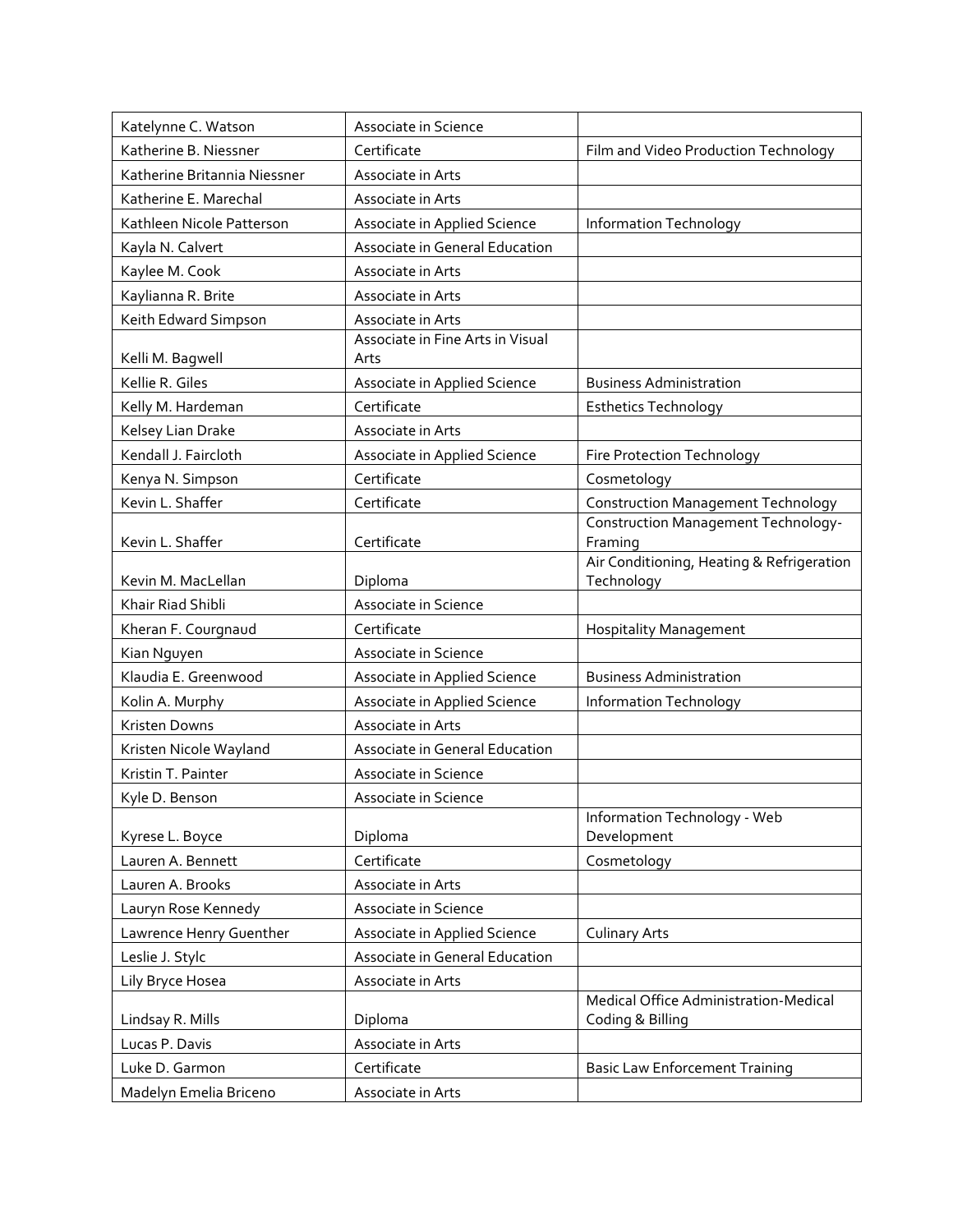| | | |
|---|---|---|
| Katelynne C. Watson | Associate in Science | |
| Katherine B. Niessner | Certificate | Film and Video Production Technology |
| Katherine Britannia Niessner | Associate in Arts | |
| Katherine E. Marechal | Associate in Arts | |
| Kathleen Nicole Patterson | Associate in Applied Science | Information Technology |
| Kayla N. Calvert | Associate in General Education | |
| Kaylee M. Cook | Associate in Arts | |
| Kaylianna R. Brite | Associate in Arts | |
| Keith Edward Simpson | Associate in Arts | |
| Kelli M. Bagwell | Associate in Fine Arts in Visual Arts | |
| Kellie R. Giles | Associate in Applied Science | Business Administration |
| Kelly M. Hardeman | Certificate | Esthetics Technology |
| Kelsey Lian Drake | Associate in Arts | |
| Kendall J. Faircloth | Associate in Applied Science | Fire Protection Technology |
| Kenya N. Simpson | Certificate | Cosmetology |
| Kevin L. Shaffer | Certificate | Construction Management Technology |
| Kevin L. Shaffer | Certificate | Construction Management Technology-Framing |
| Kevin M. MacLellan | Diploma | Air Conditioning, Heating & Refrigeration Technology |
| Khair Riad Shibli | Associate in Science | |
| Kheran F. Courgnaud | Certificate | Hospitality Management |
| Kian Nguyen | Associate in Science | |
| Klaudia E. Greenwood | Associate in Applied Science | Business Administration |
| Kolin A. Murphy | Associate in Applied Science | Information Technology |
| Kristen Downs | Associate in Arts | |
| Kristen Nicole Wayland | Associate in General Education | |
| Kristin T. Painter | Associate in Science | |
| Kyle D. Benson | Associate in Science | |
| Kyrese L. Boyce | Diploma | Information Technology - Web Development |
| Lauren A. Bennett | Certificate | Cosmetology |
| Lauren A. Brooks | Associate in Arts | |
| Lauryn Rose Kennedy | Associate in Science | |
| Lawrence Henry Guenther | Associate in Applied Science | Culinary Arts |
| Leslie J. Stylc | Associate in General Education | |
| Lily Bryce Hosea | Associate in Arts | |
| Lindsay R. Mills | Diploma | Medical Office Administration-Medical Coding & Billing |
| Lucas P. Davis | Associate in Arts | |
| Luke D. Garmon | Certificate | Basic Law Enforcement Training |
| Madelyn Emelia Briceno | Associate in Arts | |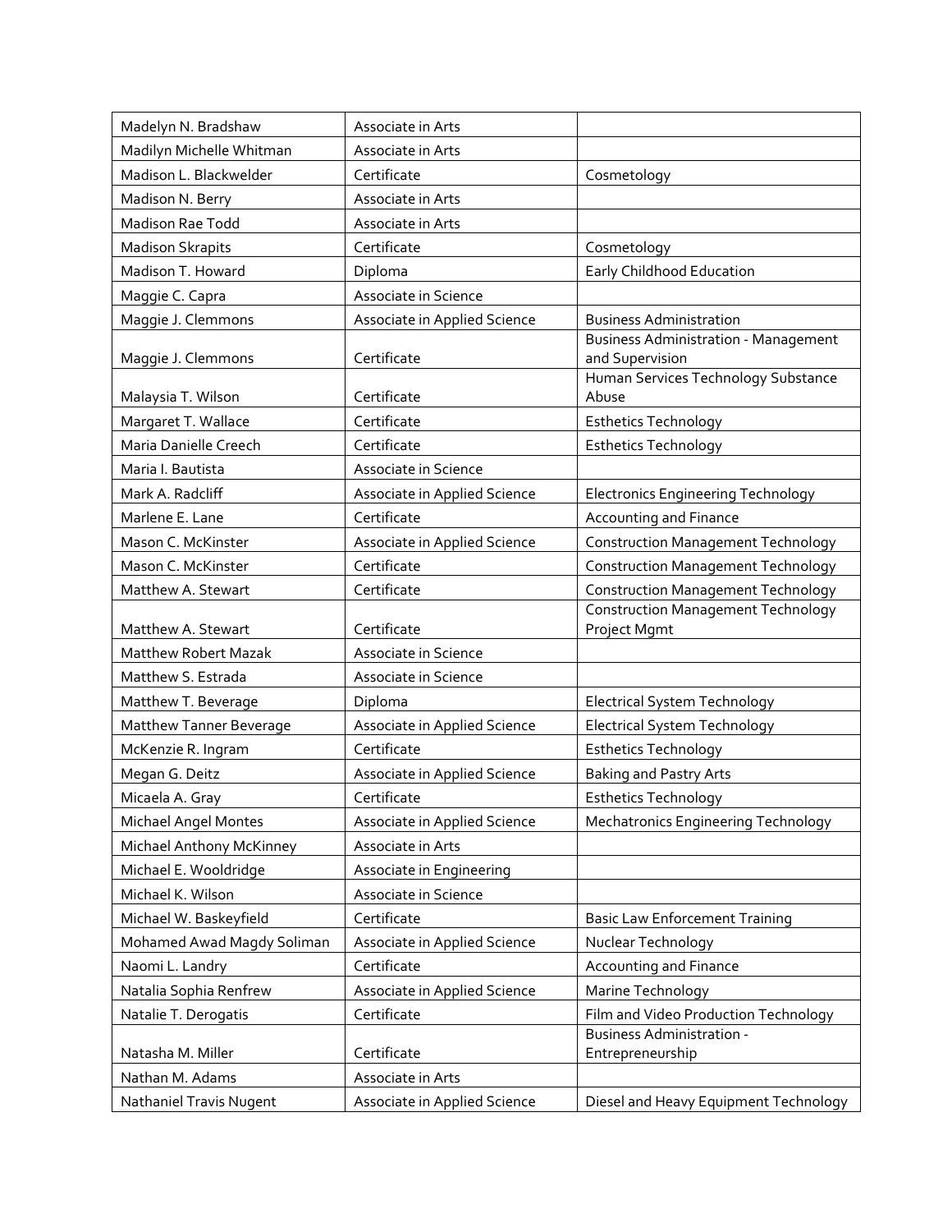| | | |
|---|---|---|
| Madelyn N. Bradshaw | Associate in Arts | |
| Madilyn Michelle Whitman | Associate in Arts | |
| Madison L. Blackwelder | Certificate | Cosmetology |
| Madison N. Berry | Associate in Arts | |
| Madison Rae Todd | Associate in Arts | |
| Madison Skrapits | Certificate | Cosmetology |
| Madison T. Howard | Diploma | Early Childhood Education |
| Maggie C. Capra | Associate in Science | |
| Maggie J. Clemmons | Associate in Applied Science | Business Administration |
| Maggie J. Clemmons | Certificate | Business Administration - Management and Supervision |
| Malaysia T. Wilson | Certificate | Human Services Technology Substance Abuse |
| Margaret T. Wallace | Certificate | Esthetics Technology |
| Maria Danielle Creech | Certificate | Esthetics Technology |
| Maria I. Bautista | Associate in Science | |
| Mark A. Radcliff | Associate in Applied Science | Electronics Engineering Technology |
| Marlene E. Lane | Certificate | Accounting and Finance |
| Mason C. McKinster | Associate in Applied Science | Construction Management Technology |
| Mason C. McKinster | Certificate | Construction Management Technology |
| Matthew A. Stewart | Certificate | Construction Management Technology |
| Matthew A. Stewart | Certificate | Construction Management Technology Project Mgmt |
| Matthew Robert Mazak | Associate in Science | |
| Matthew S. Estrada | Associate in Science | |
| Matthew T. Beverage | Diploma | Electrical System Technology |
| Matthew Tanner Beverage | Associate in Applied Science | Electrical System Technology |
| McKenzie R. Ingram | Certificate | Esthetics Technology |
| Megan G. Deitz | Associate in Applied Science | Baking and Pastry Arts |
| Micaela A. Gray | Certificate | Esthetics Technology |
| Michael Angel Montes | Associate in Applied Science | Mechatronics Engineering Technology |
| Michael Anthony McKinney | Associate in Arts | |
| Michael E. Wooldridge | Associate in Engineering | |
| Michael K. Wilson | Associate in Science | |
| Michael W. Baskeyfield | Certificate | Basic Law Enforcement Training |
| Mohamed Awad Magdy Soliman | Associate in Applied Science | Nuclear Technology |
| Naomi L. Landry | Certificate | Accounting and Finance |
| Natalia Sophia Renfrew | Associate in Applied Science | Marine Technology |
| Natalie T. Derogatis | Certificate | Film and Video Production Technology |
| Natasha M. Miller | Certificate | Business Administration - Entrepreneurship |
| Nathan M. Adams | Associate in Arts | |
| Nathaniel Travis Nugent | Associate in Applied Science | Diesel and Heavy Equipment Technology |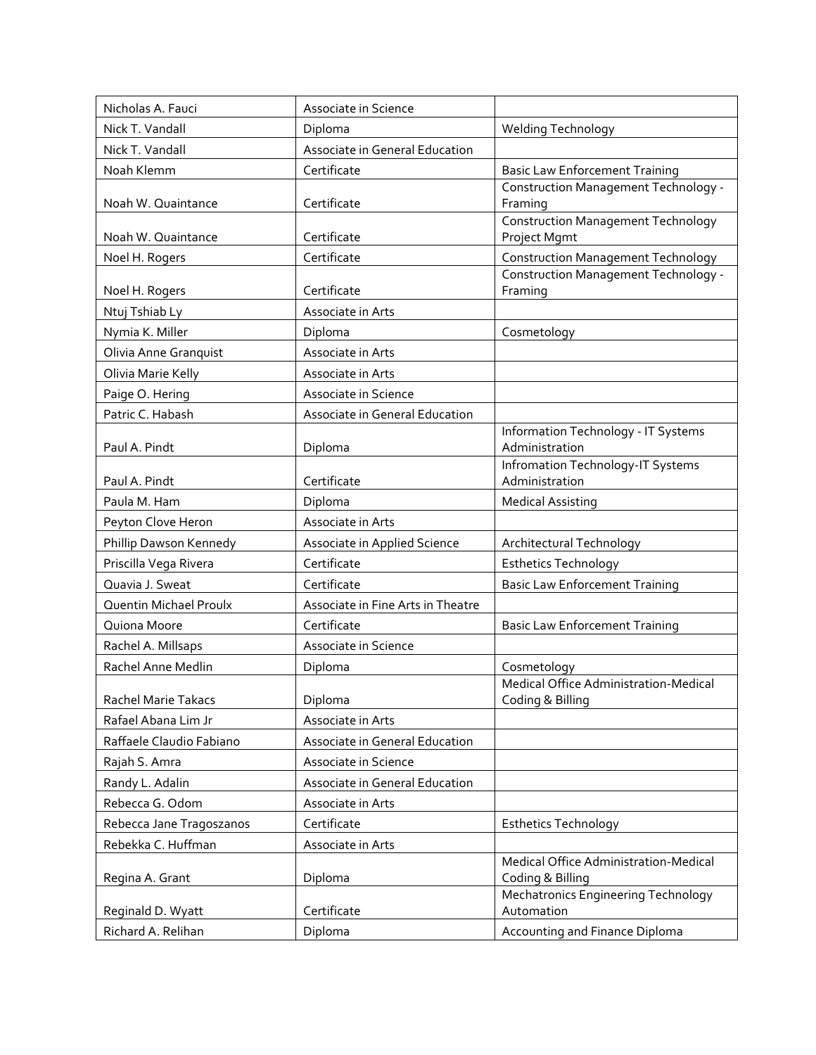| Nicholas A. Fauci | Associate in Science | |
|---|---|---|
| Nick T. Vandall | Diploma | Welding Technology |
| Nick T. Vandall | Associate in General Education | |
| Noah Klemm | Certificate | Basic Law Enforcement Training |
| Noah W. Quaintance | Certificate | Construction Management Technology - Framing |
| Noah W. Quaintance | Certificate | Construction Management Technology Project Mgmt |
| Noel H. Rogers | Certificate | Construction Management Technology |
| Noel H. Rogers | Certificate | Construction Management Technology - Framing |
| Ntuj Tshiab Ly | Associate in Arts | |
| Nymia K. Miller | Diploma | Cosmetology |
| Olivia Anne Granquist | Associate in Arts | |
| Olivia Marie Kelly | Associate in Arts | |
| Paige O. Hering | Associate in Science | |
| Patric C. Habash | Associate in General Education | |
| Paul A. Pindt | Diploma | Information Technology - IT Systems Administration |
| Paul A. Pindt | Certificate | Infromation Technology-IT Systems Administration |
| Paula M. Ham | Diploma | Medical Assisting |
| Peyton Clove Heron | Associate in Arts | |
| Phillip Dawson Kennedy | Associate in Applied Science | Architectural Technology |
| Priscilla Vega Rivera | Certificate | Esthetics Technology |
| Quavia J. Sweat | Certificate | Basic Law Enforcement Training |
| Quentin Michael Proulx | Associate in Fine Arts in Theatre | |
| Quiona Moore | Certificate | Basic Law Enforcement Training |
| Rachel A. Millsaps | Associate in Science | |
| Rachel Anne Medlin | Diploma | Cosmetology |
| Rachel Marie Takacs | Diploma | Medical Office Administration-Medical Coding & Billing |
| Rafael Abana Lim Jr | Associate in Arts | |
| Raffaele Claudio Fabiano | Associate in General Education | |
| Rajah S. Amra | Associate in Science | |
| Randy L. Adalin | Associate in General Education | |
| Rebecca G. Odom | Associate in Arts | |
| Rebecca Jane Tragoszanos | Certificate | Esthetics Technology |
| Rebekka C. Huffman | Associate in Arts | |
| Regina A. Grant | Diploma | Medical Office Administration-Medical Coding & Billing |
| Reginald D. Wyatt | Certificate | Mechatronics Engineering Technology Automation |
| Richard A. Relihan | Diploma | Accounting and Finance Diploma |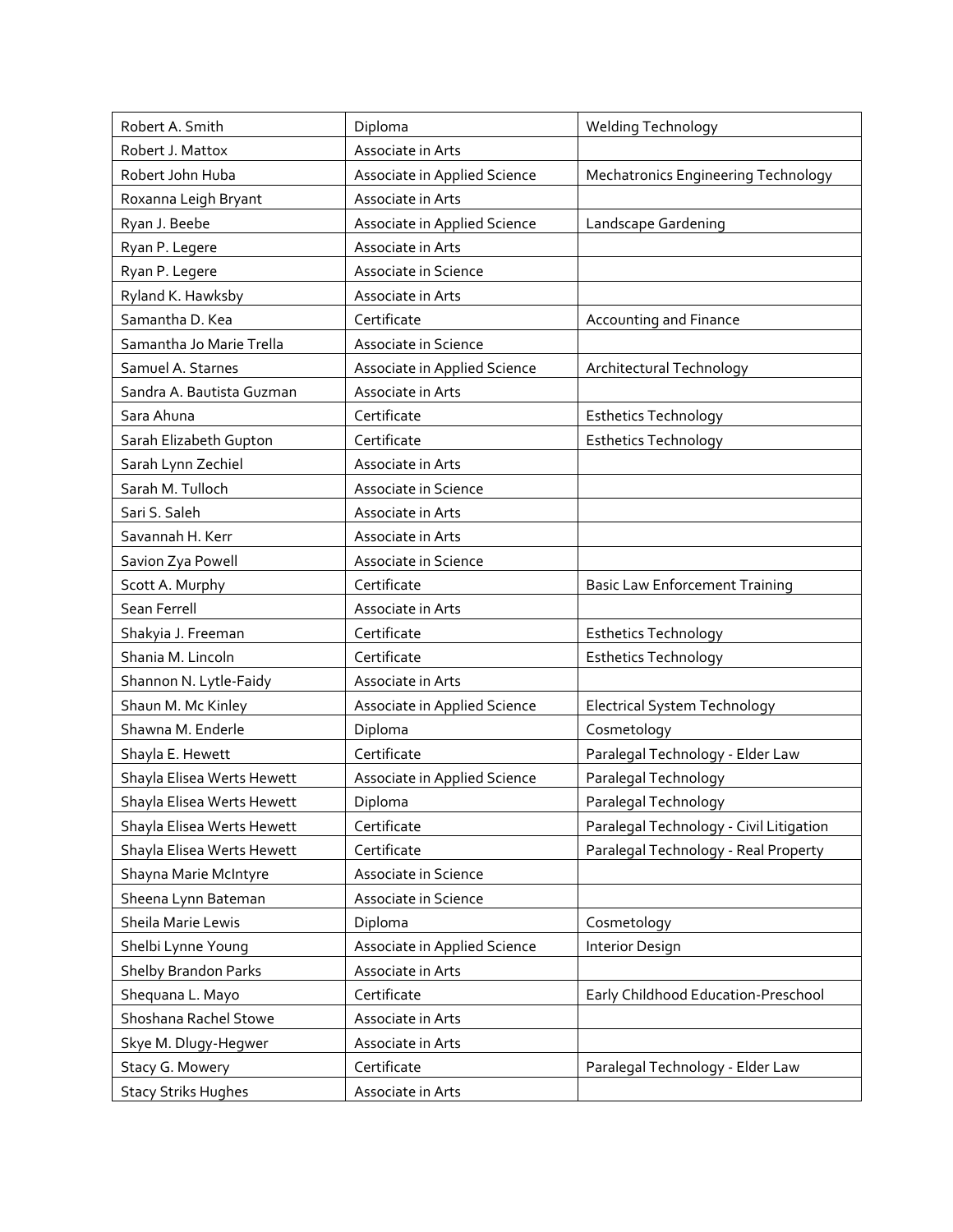| | | |
|---|---|---|
| Robert A. Smith | Diploma | Welding Technology |
| Robert J. Mattox | Associate in Arts | |
| Robert John Huba | Associate in Applied Science | Mechatronics Engineering Technology |
| Roxanna Leigh Bryant | Associate in Arts | |
| Ryan J. Beebe | Associate in Applied Science | Landscape Gardening |
| Ryan P. Legere | Associate in Arts | |
| Ryan P. Legere | Associate in Science | |
| Ryland K. Hawksby | Associate in Arts | |
| Samantha D. Kea | Certificate | Accounting and Finance |
| Samantha Jo Marie Trella | Associate in Science | |
| Samuel A. Starnes | Associate in Applied Science | Architectural Technology |
| Sandra A. Bautista Guzman | Associate in Arts | |
| Sara Ahuna | Certificate | Esthetics Technology |
| Sarah Elizabeth Gupton | Certificate | Esthetics Technology |
| Sarah Lynn Zechiel | Associate in Arts | |
| Sarah M. Tulloch | Associate in Science | |
| Sari S. Saleh | Associate in Arts | |
| Savannah H. Kerr | Associate in Arts | |
| Savion Zya Powell | Associate in Science | |
| Scott A. Murphy | Certificate | Basic Law Enforcement Training |
| Sean Ferrell | Associate in Arts | |
| Shakyia J. Freeman | Certificate | Esthetics Technology |
| Shania M. Lincoln | Certificate | Esthetics Technology |
| Shannon N. Lytle-Faidy | Associate in Arts | |
| Shaun M. Mc Kinley | Associate in Applied Science | Electrical System Technology |
| Shawna M. Enderle | Diploma | Cosmetology |
| Shayla E. Hewett | Certificate | Paralegal Technology - Elder Law |
| Shayla Elisea Werts Hewett | Associate in Applied Science | Paralegal Technology |
| Shayla Elisea Werts Hewett | Diploma | Paralegal Technology |
| Shayla Elisea Werts Hewett | Certificate | Paralegal Technology - Civil Litigation |
| Shayla Elisea Werts Hewett | Certificate | Paralegal Technology - Real Property |
| Shayna Marie McIntyre | Associate in Science | |
| Sheena Lynn Bateman | Associate in Science | |
| Sheila Marie Lewis | Diploma | Cosmetology |
| Shelbi Lynne Young | Associate in Applied Science | Interior Design |
| Shelby Brandon Parks | Associate in Arts | |
| Shequana L. Mayo | Certificate | Early Childhood Education-Preschool |
| Shoshana Rachel Stowe | Associate in Arts | |
| Skye M. Dlugy-Hegwer | Associate in Arts | |
| Stacy G. Mowery | Certificate | Paralegal Technology - Elder Law |
| Stacy Striks Hughes | Associate in Arts | |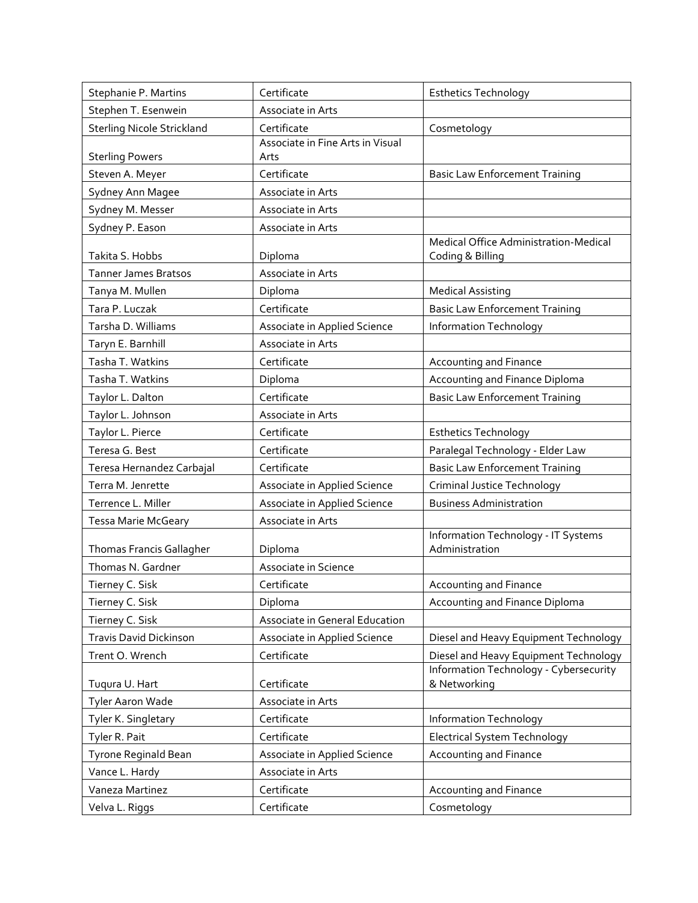| Stephanie P. Martins | Certificate | Esthetics Technology |
|---|---|---|
| Stephen T. Esenwein | Associate in Arts | |
| Sterling Nicole Strickland | Certificate | Cosmetology |
| Sterling Powers | Associate in Fine Arts in Visual Arts | |
| Steven A. Meyer | Certificate | Basic Law Enforcement Training |
| Sydney Ann Magee | Associate in Arts | |
| Sydney M. Messer | Associate in Arts | |
| Sydney P. Eason | Associate in Arts | |
| Takita S. Hobbs | Diploma | Medical Office Administration-Medical Coding & Billing |
| Tanner James Bratsos | Associate in Arts | |
| Tanya M. Mullen | Diploma | Medical Assisting |
| Tara P. Luczak | Certificate | Basic Law Enforcement Training |
| Tarsha D. Williams | Associate in Applied Science | Information Technology |
| Taryn E. Barnhill | Associate in Arts | |
| Tasha T. Watkins | Certificate | Accounting and Finance |
| Tasha T. Watkins | Diploma | Accounting and Finance Diploma |
| Taylor L. Dalton | Certificate | Basic Law Enforcement Training |
| Taylor L. Johnson | Associate in Arts | |
| Taylor L. Pierce | Certificate | Esthetics Technology |
| Teresa G. Best | Certificate | Paralegal Technology - Elder Law |
| Teresa Hernandez Carbajal | Certificate | Basic Law Enforcement Training |
| Terra M. Jenrette | Associate in Applied Science | Criminal Justice Technology |
| Terrence L. Miller | Associate in Applied Science | Business Administration |
| Tessa Marie McGeary | Associate in Arts | |
| Thomas Francis Gallagher | Diploma | Information Technology - IT Systems Administration |
| Thomas N. Gardner | Associate in Science | |
| Tierney C. Sisk | Certificate | Accounting and Finance |
| Tierney C. Sisk | Diploma | Accounting and Finance Diploma |
| Tierney C. Sisk | Associate in General Education | |
| Travis David Dickinson | Associate in Applied Science | Diesel and Heavy Equipment Technology |
| Trent O. Wrench | Certificate | Diesel and Heavy Equipment Technology |
| Tuqura U. Hart | Certificate | Information Technology - Cybersecurity & Networking |
| Tyler Aaron Wade | Associate in Arts | |
| Tyler K. Singletary | Certificate | Information Technology |
| Tyler R. Pait | Certificate | Electrical System Technology |
| Tyrone Reginald Bean | Associate in Applied Science | Accounting and Finance |
| Vance L. Hardy | Associate in Arts | |
| Vaneza Martinez | Certificate | Accounting and Finance |
| Velva L. Riggs | Certificate | Cosmetology |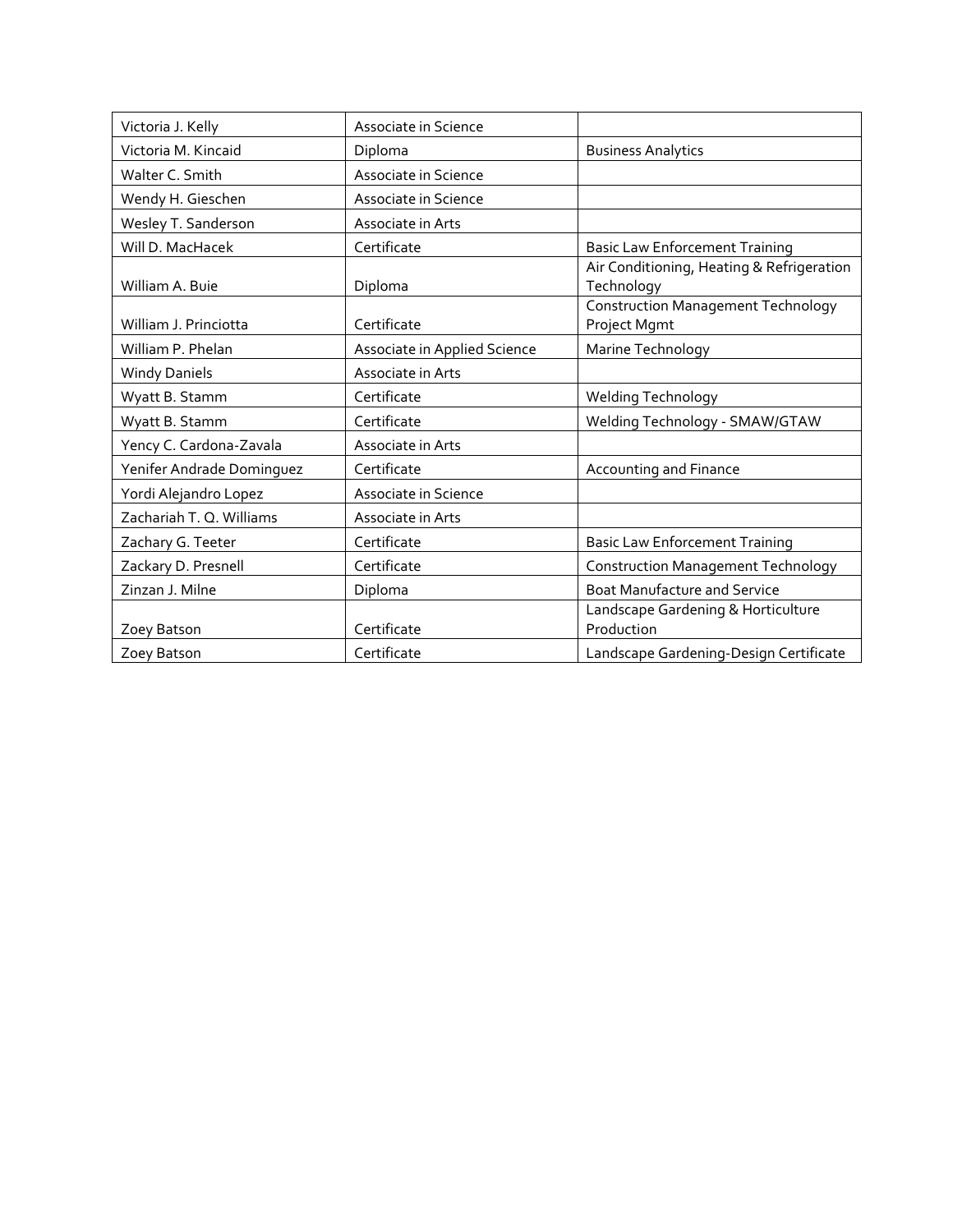| | | |
|---|---|---|
| Victoria J. Kelly | Associate in Science | |
| Victoria M. Kincaid | Diploma | Business Analytics |
| Walter C. Smith | Associate in Science | |
| Wendy H. Gieschen | Associate in Science | |
| Wesley T. Sanderson | Associate in Arts | |
| Will D. MacHacek | Certificate | Basic Law Enforcement Training |
| William A. Buie | Diploma | Air Conditioning, Heating & Refrigeration Technology |
| William J. Princiotta | Certificate | Construction Management Technology Project Mgmt |
| William P. Phelan | Associate in Applied Science | Marine Technology |
| Windy Daniels | Associate in Arts | |
| Wyatt B. Stamm | Certificate | Welding Technology |
| Wyatt B. Stamm | Certificate | Welding Technology - SMAW/GTAW |
| Yency C. Cardona-Zavala | Associate in Arts | |
| Yenifer Andrade Dominguez | Certificate | Accounting and Finance |
| Yordi Alejandro Lopez | Associate in Science | |
| Zachariah T. Q. Williams | Associate in Arts | |
| Zachary G. Teeter | Certificate | Basic Law Enforcement Training |
| Zackary D. Presnell | Certificate | Construction Management Technology |
| Zinzan J. Milne | Diploma | Boat Manufacture and Service |
| Zoey Batson | Certificate | Landscape Gardening & Horticulture Production |
| Zoey Batson | Certificate | Landscape Gardening-Design Certificate |